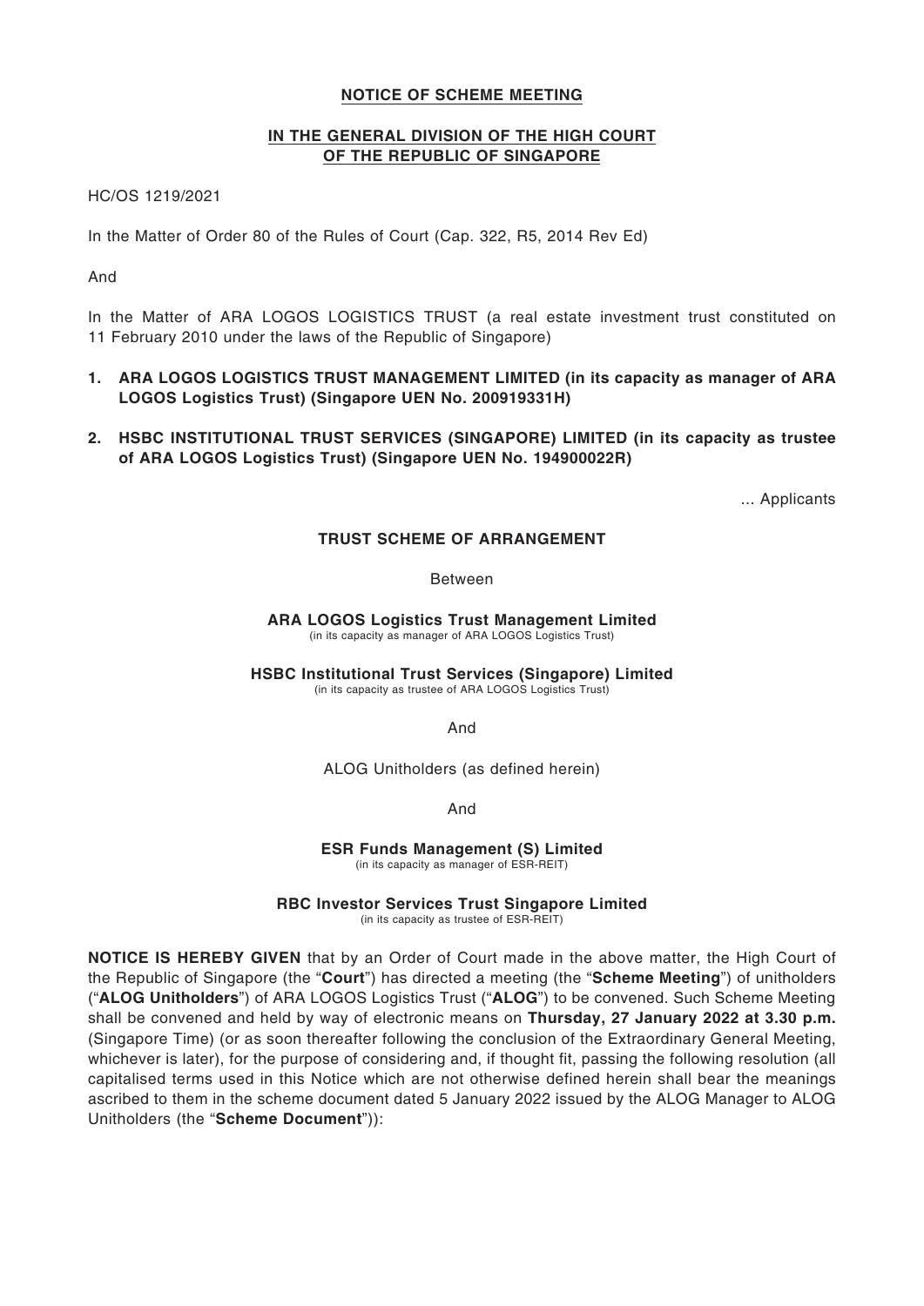# NOTICE OF SCHEME MEETING

## IN THE GENERAL DIVISION OF THE HIGH COURT OF THE REPUBLIC OF SINGAPORE

HC/OS 1219/2021

In the Matter of Order 80 of the Rules of Court (Cap. 322, R5, 2014 Rev Ed)

And

In the Matter of ARA LOGOS LOGISTICS TRUST (a real estate investment trust constituted on 11 February 2010 under the laws of the Republic of Singapore)

1. **ARA LOGOS LOGISTICS TRUST MANAGEMENT LIMITED (in its capacity as manager of ARA LOGOS Logistics Trust) (Singapore UEN No. 200919331H)**
2. **HSBC INSTITUTIONAL TRUST SERVICES (SINGAPORE) LIMITED (in its capacity as trustee of ARA LOGOS Logistics Trust) (Singapore UEN No. 194900022R)**

... Applicants

**TRUST SCHEME OF ARRANGEMENT**

Between

**ARA LOGOS Logistics Trust Management Limited**
(in its capacity as manager of ARA LOGOS Logistics Trust)

**HSBC Institutional Trust Services (Singapore) Limited**
(in its capacity as trustee of ARA LOGOS Logistics Trust)

And

ALOG Unitholders (as defined herein)

And

**ESR Funds Management (S) Limited**
(in its capacity as manager of ESR-REIT)

**RBC Investor Services Trust Singapore Limited**
(in its capacity as trustee of ESR-REIT)

**NOTICE IS HEREBY GIVEN** that by an Order of Court made in the above matter, the High Court of the Republic of Singapore (the "**Court**") has directed a meeting (the "**Scheme Meeting**") of unitholders ("**ALOG Unitholders**") of ARA LOGOS Logistics Trust ("**ALOG**") to be convened. Such Scheme Meeting shall be convened and held by way of electronic means on **Thursday, 27 January 2022 at 3.30 p.m.** (Singapore Time) (or as soon thereafter following the conclusion of the Extraordinary General Meeting, whichever is later), for the purpose of considering and, if thought fit, passing the following resolution (all capitalised terms used in this Notice which are not otherwise defined herein shall bear the meanings ascribed to them in the scheme document dated 5 January 2022 issued by the ALOG Manager to ALOG Unitholders (the "**Scheme Document**")):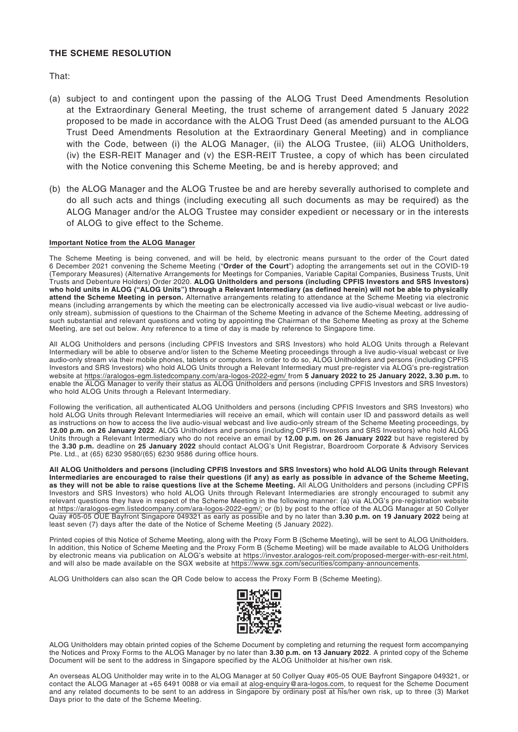## THE SCHEME RESOLUTION

That:

(a) subject to and contingent upon the passing of the ALOG Trust Deed Amendments Resolution at the Extraordinary General Meeting, the trust scheme of arrangement dated 5 January 2022 proposed to be made in accordance with the ALOG Trust Deed (as amended pursuant to the ALOG Trust Deed Amendments Resolution at the Extraordinary General Meeting) and in compliance with the Code, between (i) the ALOG Manager, (ii) the ALOG Trustee, (iii) ALOG Unitholders, (iv) the ESR-REIT Manager and (v) the ESR-REIT Trustee, a copy of which has been circulated with the Notice convening this Scheme Meeting, be and is hereby approved; and

(b) the ALOG Manager and the ALOG Trustee be and are hereby severally authorised to complete and do all such acts and things (including executing all such documents as may be required) as the ALOG Manager and/or the ALOG Trustee may consider expedient or necessary or in the interests of ALOG to give effect to the Scheme.

**Important Notice from the ALOG Manager**

The Scheme Meeting is being convened, and will be held, by electronic means pursuant to the order of the Court dated 6 December 2021 convening the Scheme Meeting ("**Order of the Court**") adopting the arrangements set out in the COVID-19 (Temporary Measures) (Alternative Arrangements for Meetings for Companies, Variable Capital Companies, Business Trusts, Unit Trusts and Debenture Holders) Order 2020. **ALOG Unitholders and persons (including CPFIS Investors and SRS Investors) who hold units in ALOG ("ALOG Units") through a Relevant Intermediary (as defined herein) will not be able to physically attend the Scheme Meeting in person.** Alternative arrangements relating to attendance at the Scheme Meeting via electronic means (including arrangements by which the meeting can be electronically accessed via live audio-visual webcast or live audio-only stream), submission of questions to the Chairman of the Scheme Meeting in advance of the Scheme Meeting, addressing of such substantial and relevant questions and voting by appointing the Chairman of the Scheme Meeting as proxy at the Scheme Meeting, are set out below. Any reference to a time of day is made by reference to Singapore time.

All ALOG Unitholders and persons (including CPFIS Investors and SRS Investors) who hold ALOG Units through a Relevant Intermediary will be able to observe and/or listen to the Scheme Meeting proceedings through a live audio-visual webcast or live audio-only stream via their mobile phones, tablets or computers. In order to do so, ALOG Unitholders and persons (including CPFIS Investors and SRS Investors) who hold ALOG Units through a Relevant Intermediary must pre-register via ALOG's pre-registration website at https://aralogos-egm.listedcompany.com/ara-logos-2022-egm/ from **5 January 2022 to 25 January 2022, 3.30 p.m.** to enable the ALOG Manager to verify their status as ALOG Unitholders and persons (including CPFIS Investors and SRS Investors) who hold ALOG Units through a Relevant Intermediary.

Following the verification, all authenticated ALOG Unitholders and persons (including CPFIS Investors and SRS Investors) who hold ALOG Units through Relevant Intermediaries will receive an email, which will contain user ID and password details as well as instructions on how to access the live audio-visual webcast and live audio-only stream of the Scheme Meeting proceedings, by **12.00 p.m. on 26 January 2022**. ALOG Unitholders and persons (including CPFIS Investors and SRS Investors) who hold ALOG Units through a Relevant Intermediary who do not receive an email by **12.00 p.m. on 26 January 2022** but have registered by the **3.30 p.m.** deadline on **25 January 2022** should contact ALOG's Unit Registrar, Boardroom Corporate & Advisory Services Pte. Ltd., at (65) 6230 9580/(65) 6230 9586 during office hours.

**All ALOG Unitholders and persons (including CPFIS Investors and SRS Investors) who hold ALOG Units through Relevant Intermediaries are encouraged to raise their questions (if any) as early as possible in advance of the Scheme Meeting, as they will not be able to raise questions live at the Scheme Meeting.** All ALOG Unitholders and persons (including CPFIS Investors and SRS Investors) who hold ALOG Units through Relevant Intermediaries are strongly encouraged to submit any relevant questions they have in respect of the Scheme Meeting in the following manner: (a) via ALOG's pre-registration website at https://aralogos-egm.listedcompany.com/ara-logos-2022-egm/; or (b) by post to the office of the ALOG Manager at 50 Collyer Quay #05-05 OUE Bayfront Singapore 049321 as early as possible and by no later than **3.30 p.m. on 19 January 2022** being at least seven (7) days after the date of the Notice of Scheme Meeting (5 January 2022).

Printed copies of this Notice of Scheme Meeting, along with the Proxy Form B (Scheme Meeting), will be sent to ALOG Unitholders. In addition, this Notice of Scheme Meeting and the Proxy Form B (Scheme Meeting) will be made available to ALOG Unitholders by electronic means via publication on ALOG's website at https://investor.aralogos-reit.com/proposed-merger-with-esr-reit.html, and will also be made available on the SGX website at https://www.sgx.com/securities/company-announcements.

ALOG Unitholders can also scan the QR Code below to access the Proxy Form B (Scheme Meeting).

ALOG Unitholders may obtain printed copies of the Scheme Document by completing and returning the request form accompanying the Notices and Proxy Forms to the ALOG Manager by no later than **3.30 p.m. on 13 January 2022**. A printed copy of the Scheme Document will be sent to the address in Singapore specified by the ALOG Unitholder at his/her own risk.

An overseas ALOG Unitholder may write in to the ALOG Manager at 50 Collyer Quay #05-05 OUE Bayfront Singapore 049321, or contact the ALOG Manager at +65 6491 0088 or via email at alog-enquiry@ara-logos.com, to request for the Scheme Document and any related documents to be sent to an address in Singapore by ordinary post at his/her own risk, up to three (3) Market Days prior to the date of the Scheme Meeting.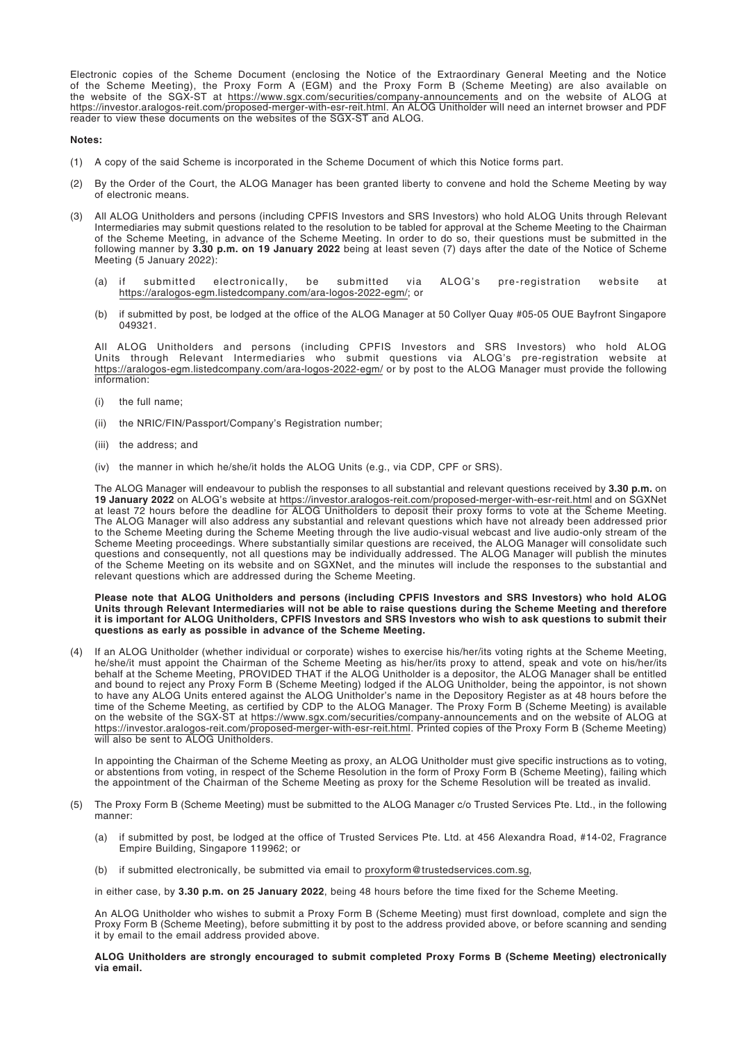Electronic copies of the Scheme Document (enclosing the Notice of the Extraordinary General Meeting and the Notice of the Scheme Meeting), the Proxy Form A (EGM) and the Proxy Form B (Scheme Meeting) are also available on the website of the SGX-ST at https://www.sgx.com/securities/company-announcements and on the website of ALOG at https://investor.aralogos-reit.com/proposed-merger-with-esr-reit.html. An ALOG Unitholder will need an internet browser and PDF reader to view these documents on the websites of the SGX-ST and ALOG.

**Notes:**

(1) A copy of the said Scheme is incorporated in the Scheme Document of which this Notice forms part.

(2) By the Order of the Court, the ALOG Manager has been granted liberty to convene and hold the Scheme Meeting by way of electronic means.

(3) All ALOG Unitholders and persons (including CPFIS Investors and SRS Investors) who hold ALOG Units through Relevant Intermediaries may submit questions related to the resolution to be tabled for approval at the Scheme Meeting to the Chairman of the Scheme Meeting, in advance of the Scheme Meeting. In order to do so, their questions must be submitted in the following manner by **3.30 p.m. on 19 January 2022** being at least seven (7) days after the date of the Notice of Scheme Meeting (5 January 2022):

   (a) if submitted electronically, be submitted via ALOG's pre-registration website at https://aralogos-egm.listedcompany.com/ara-logos-2022-egm/; or

   (b) if submitted by post, be lodged at the office of the ALOG Manager at 50 Collyer Quay #05-05 OUE Bayfront Singapore 049321.

   All ALOG Unitholders and persons (including CPFIS Investors and SRS Investors) who hold ALOG Units through Relevant Intermediaries who submit questions via ALOG's pre-registration website at https://aralogos-egm.listedcompany.com/ara-logos-2022-egm/ or by post to the ALOG Manager must provide the following information:

   (i) the full name;

   (ii) the NRIC/FIN/Passport/Company's Registration number;

   (iii) the address; and

   (iv) the manner in which he/she/it holds the ALOG Units (e.g., via CDP, CPF or SRS).

   The ALOG Manager will endeavour to publish the responses to all substantial and relevant questions received by **3.30 p.m.** on **19 January 2022** on ALOG's website at https://investor.aralogos-reit.com/proposed-merger-with-esr-reit.html and on SGXNet at least 72 hours before the deadline for ALOG Unitholders to deposit their proxy forms to vote at the Scheme Meeting. The ALOG Manager will also address any substantial and relevant questions which have not already been addressed prior to the Scheme Meeting during the Scheme Meeting through the live audio-visual webcast and live audio-only stream of the Scheme Meeting proceedings. Where substantially similar questions are received, the ALOG Manager will consolidate such questions and consequently, not all questions may be individually addressed. The ALOG Manager will publish the minutes of the Scheme Meeting on its website and on SGXNet, and the minutes will include the responses to the substantial and relevant questions which are addressed during the Scheme Meeting.

   **Please note that ALOG Unitholders and persons (including CPFIS Investors and SRS Investors) who hold ALOG Units through Relevant Intermediaries will not be able to raise questions during the Scheme Meeting and therefore it is important for ALOG Unitholders, CPFIS Investors and SRS Investors who wish to ask questions to submit their questions as early as possible in advance of the Scheme Meeting.**

(4) If an ALOG Unitholder (whether individual or corporate) wishes to exercise his/her/its voting rights at the Scheme Meeting, he/she/it must appoint the Chairman of the Scheme Meeting as his/her/its proxy to attend, speak and vote on his/her/its behalf at the Scheme Meeting, PROVIDED THAT if the ALOG Unitholder is a depositor, the ALOG Manager shall be entitled and bound to reject any Proxy Form B (Scheme Meeting) lodged if the ALOG Unitholder, being the appointor, is not shown to have any ALOG Units entered against the ALOG Unitholder's name in the Depository Register as at 48 hours before the time of the Scheme Meeting, as certified by CDP to the ALOG Manager. The Proxy Form B (Scheme Meeting) is available on the website of the SGX-ST at https://www.sgx.com/securities/company-announcements and on the website of ALOG at https://investor.aralogos-reit.com/proposed-merger-with-esr-reit.html. Printed copies of the Proxy Form B (Scheme Meeting) will also be sent to ALOG Unitholders.

   In appointing the Chairman of the Scheme Meeting as proxy, an ALOG Unitholder must give specific instructions as to voting, or abstentions from voting, in respect of the Scheme Resolution in the form of Proxy Form B (Scheme Meeting), failing which the appointment of the Chairman of the Scheme Meeting as proxy for the Scheme Resolution will be treated as invalid.

(5) The Proxy Form B (Scheme Meeting) must be submitted to the ALOG Manager c/o Trusted Services Pte. Ltd., in the following manner:

   (a) if submitted by post, be lodged at the office of Trusted Services Pte. Ltd. at 456 Alexandra Road, #14-02, Fragrance Empire Building, Singapore 119962; or

   (b) if submitted electronically, be submitted via email to proxyform@trustedservices.com.sg,

   in either case, by **3.30 p.m. on 25 January 2022**, being 48 hours before the time fixed for the Scheme Meeting.

   An ALOG Unitholder who wishes to submit a Proxy Form B (Scheme Meeting) must first download, complete and sign the Proxy Form B (Scheme Meeting), before submitting it by post to the address provided above, or before scanning and sending it by email to the email address provided above.

   **ALOG Unitholders are strongly encouraged to submit completed Proxy Forms B (Scheme Meeting) electronically via email.**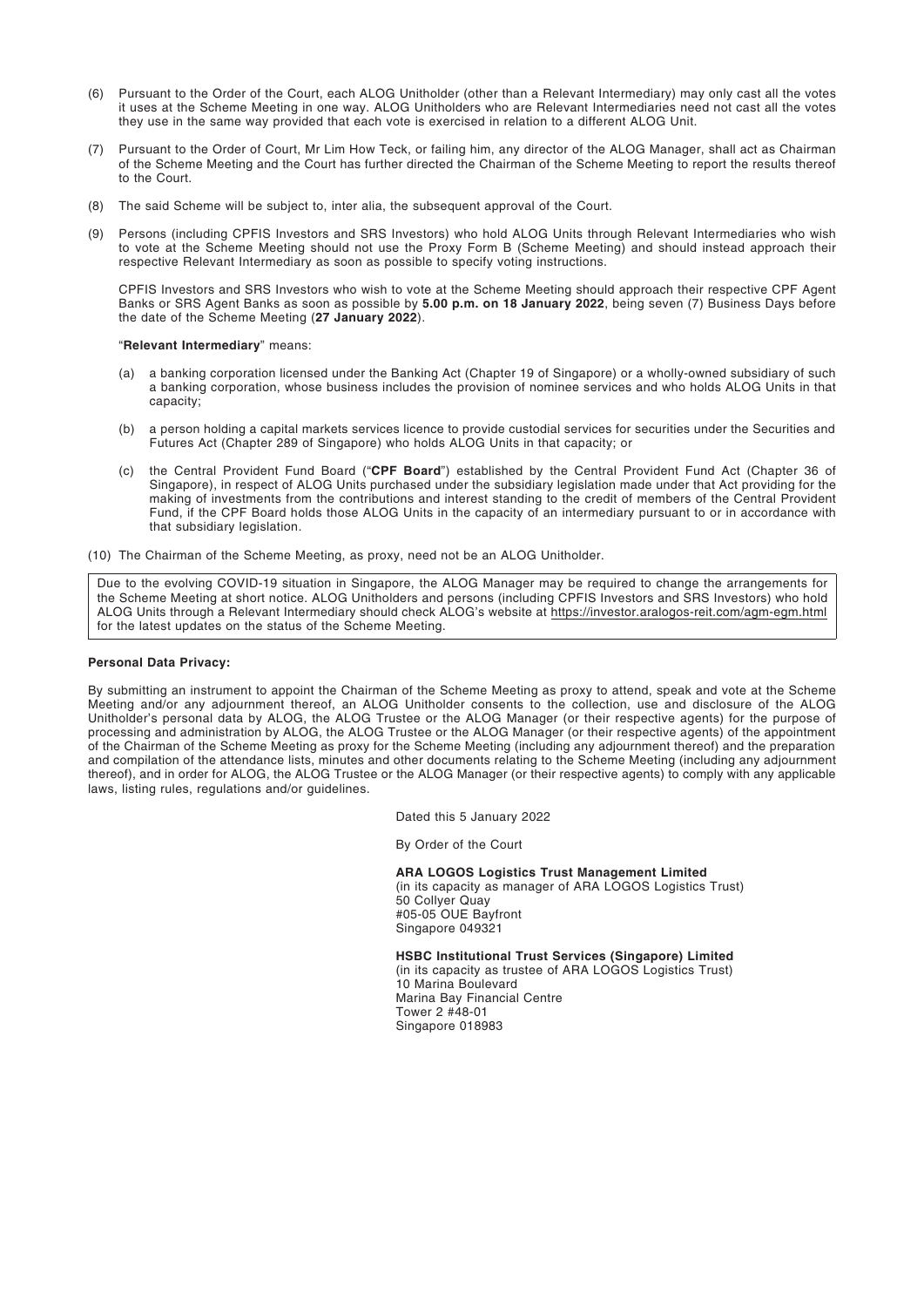(6) Pursuant to the Order of the Court, each ALOG Unitholder (other than a Relevant Intermediary) may only cast all the votes it uses at the Scheme Meeting in one way. ALOG Unitholders who are Relevant Intermediaries need not cast all the votes they use in the same way provided that each vote is exercised in relation to a different ALOG Unit.

(7) Pursuant to the Order of Court, Mr Lim How Teck, or failing him, any director of the ALOG Manager, shall act as Chairman of the Scheme Meeting and the Court has further directed the Chairman of the Scheme Meeting to report the results thereof to the Court.

(8) The said Scheme will be subject to, inter alia, the subsequent approval of the Court.

(9) Persons (including CPFIS Investors and SRS Investors) who hold ALOG Units through Relevant Intermediaries who wish to vote at the Scheme Meeting should not use the Proxy Form B (Scheme Meeting) and should instead approach their respective Relevant Intermediary as soon as possible to specify voting instructions.

CPFIS Investors and SRS Investors who wish to vote at the Scheme Meeting should approach their respective CPF Agent Banks or SRS Agent Banks as soon as possible by **5.00 p.m. on 18 January 2022**, being seven (7) Business Days before the date of the Scheme Meeting (**27 January 2022**).

"**Relevant Intermediary**" means:

(a) a banking corporation licensed under the Banking Act (Chapter 19 of Singapore) or a wholly-owned subsidiary of such a banking corporation, whose business includes the provision of nominee services and who holds ALOG Units in that capacity;

(b) a person holding a capital markets services licence to provide custodial services for securities under the Securities and Futures Act (Chapter 289 of Singapore) who holds ALOG Units in that capacity; or

(c) the Central Provident Fund Board ("**CPF Board**") established by the Central Provident Fund Act (Chapter 36 of Singapore), in respect of ALOG Units purchased under the subsidiary legislation made under that Act providing for the making of investments from the contributions and interest standing to the credit of members of the Central Provident Fund, if the CPF Board holds those ALOG Units in the capacity of an intermediary pursuant to or in accordance with that subsidiary legislation.

(10) The Chairman of the Scheme Meeting, as proxy, need not be an ALOG Unitholder.

Due to the evolving COVID-19 situation in Singapore, the ALOG Manager may be required to change the arrangements for the Scheme Meeting at short notice. ALOG Unitholders and persons (including CPFIS Investors and SRS Investors) who hold ALOG Units through a Relevant Intermediary should check ALOG's website at https://investor.aralogos-reit.com/agm-egm.html for the latest updates on the status of the Scheme Meeting.

**Personal Data Privacy:**

By submitting an instrument to appoint the Chairman of the Scheme Meeting as proxy to attend, speak and vote at the Scheme Meeting and/or any adjournment thereof, an ALOG Unitholder consents to the collection, use and disclosure of the ALOG Unitholder's personal data by ALOG, the ALOG Trustee or the ALOG Manager (or their respective agents) for the purpose of processing and administration by ALOG, the ALOG Trustee or the ALOG Manager (or their respective agents) of the appointment of the Chairman of the Scheme Meeting as proxy for the Scheme Meeting (including any adjournment thereof) and the preparation and compilation of the attendance lists, minutes and other documents relating to the Scheme Meeting (including any adjournment thereof), and in order for ALOG, the ALOG Trustee or the ALOG Manager (or their respective agents) to comply with any applicable laws, listing rules, regulations and/or guidelines.

Dated this 5 January 2022

By Order of the Court

**ARA LOGOS Logistics Trust Management Limited**
(in its capacity as manager of ARA LOGOS Logistics Trust)
50 Collyer Quay
#05-05 OUE Bayfront
Singapore 049321

**HSBC Institutional Trust Services (Singapore) Limited**
(in its capacity as trustee of ARA LOGOS Logistics Trust)
10 Marina Boulevard
Marina Bay Financial Centre
Tower 2 #48-01
Singapore 018983